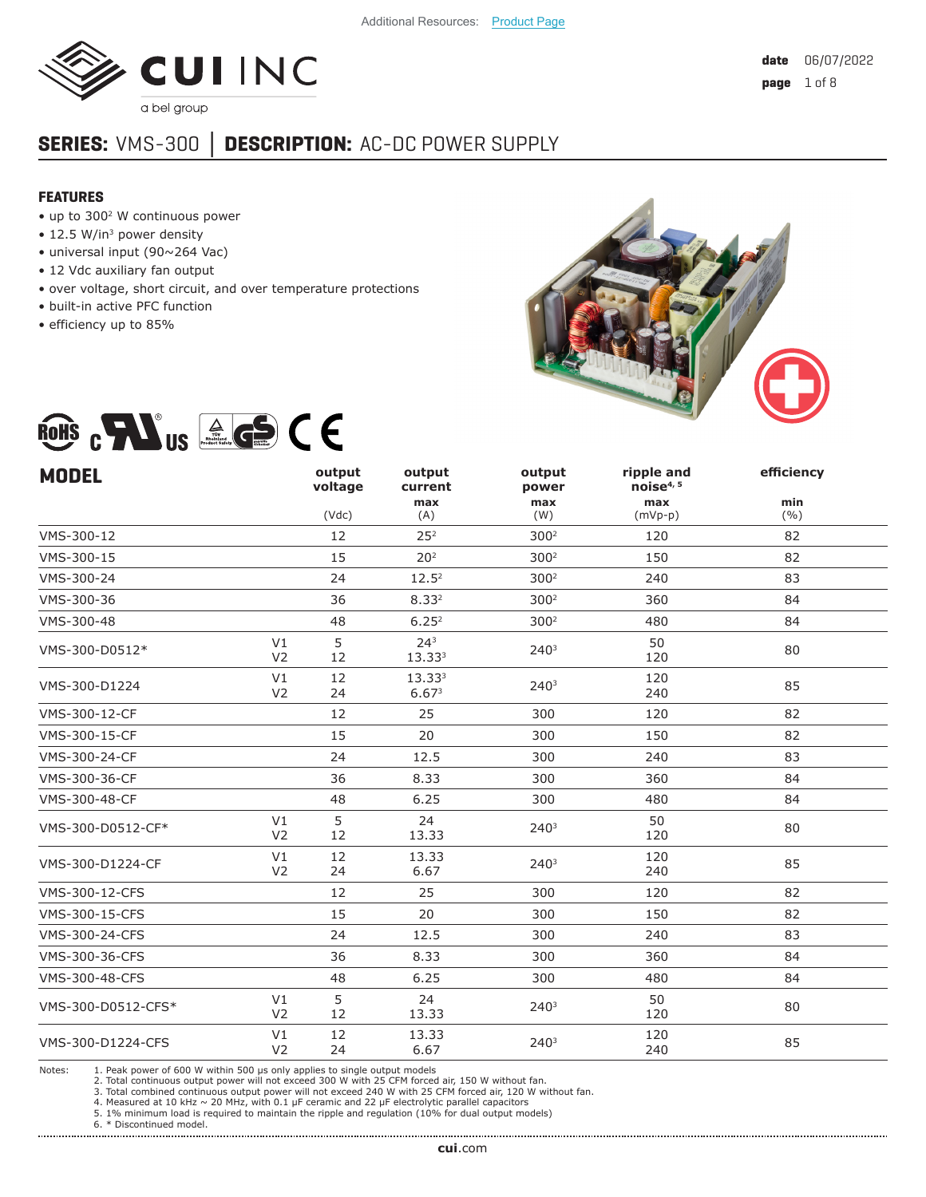Additional Resources: Product Page

**date** 06/07/2022

# SERIES: VMS-300 │ DESCRIPTION: AC-DC POWER SUPPLY

## FEATURES

- up to 300[2] W continuous power
- 12.5 W/in³ power density
- universal input (90~264 Vac)
- 12 Vdc auxiliary fan output
- over voltage, short circuit, and over temperature protections
- built-in active PFC function
- efficiency up to 85%

| MODEL | | output voltage (Vdc) | output current max (A) | output power max (W) | ripple and noise[4, 5] max (mVp-p) | efficiency min (%) |
|---|---|---|---|---|---|---|
| VMS-300-12 | | 12 | 25[2] | 300[2] | 120 | 82 |
| VMS-300-15 | | 15 | 20[2] | 300[2] | 150 | 82 |
| VMS-300-24 | | 24 | 12.5[2] | 300[2] | 240 | 83 |
| VMS-300-36 | | 36 | 8.33[2] | 300[2] | 360 | 84 |
| VMS-300-48 | | 48 | 6.25[2] | 300[2] | 480 | 84 |
| VMS-300-D0512* | V1<br>V2 | 5<br>12 | 24[3]<br>13.33[3] | 240[3] | 50<br>120 | 80 |
| VMS-300-D1224 | V1<br>V2 | 12<br>24 | 13.33[3]<br>6.67[3] | 240[3] | 120<br>240 | 85 |
| VMS-300-12-CF | | 12 | 25 | 300 | 120 | 82 |
| VMS-300-15-CF | | 15 | 20 | 300 | 150 | 82 |
| VMS-300-24-CF | | 24 | 12.5 | 300 | 240 | 83 |
| VMS-300-36-CF | | 36 | 8.33 | 300 | 360 | 84 |
| VMS-300-48-CF | | 48 | 6.25 | 300 | 480 | 84 |
| VMS-300-D0512-CF* | V1<br>V2 | 5<br>12 | 24<br>13.33 | 240[3] | 50<br>120 | 80 |
| VMS-300-D1224-CF | V1<br>V2 | 12<br>24 | 13.33<br>6.67 | 240[3] | 120<br>240 | 85 |
| VMS-300-12-CFS | | 12 | 25 | 300 | 120 | 82 |
| VMS-300-15-CFS | | 15 | 20 | 300 | 150 | 82 |
| VMS-300-24-CFS | | 24 | 12.5 | 300 | 240 | 83 |
| VMS-300-36-CFS | | 36 | 8.33 | 300 | 360 | 84 |
| VMS-300-48-CFS | | 48 | 6.25 | 300 | 480 | 84 |
| VMS-300-D0512-CFS* | V1<br>V2 | 5<br>12 | 24<br>13.33 | 240[3] | 50<br>120 | 80 |
| VMS-300-D1224-CFS | V1<br>V2 | 12<br>24 | 13.33<br>6.67 | 240[3] | 120<br>240 | 85 |

Notes:
1. Peak power of 600 W within 500 μs only applies to single output models
2. Total continuous output power will not exceed 300 W with 25 CFM forced air, 150 W without fan.
3. Total combined continuous output power will not exceed 240 W with 25 CFM forced air, 120 W without fan.
4. Measured at 10 kHz ~ 20 MHz, with 0.1 μF ceramic and 22 μF electrolytic parallel capacitors
5. 1% minimum load is required to maintain the ripple and regulation (10% for dual output models)
6. * Discontinued model.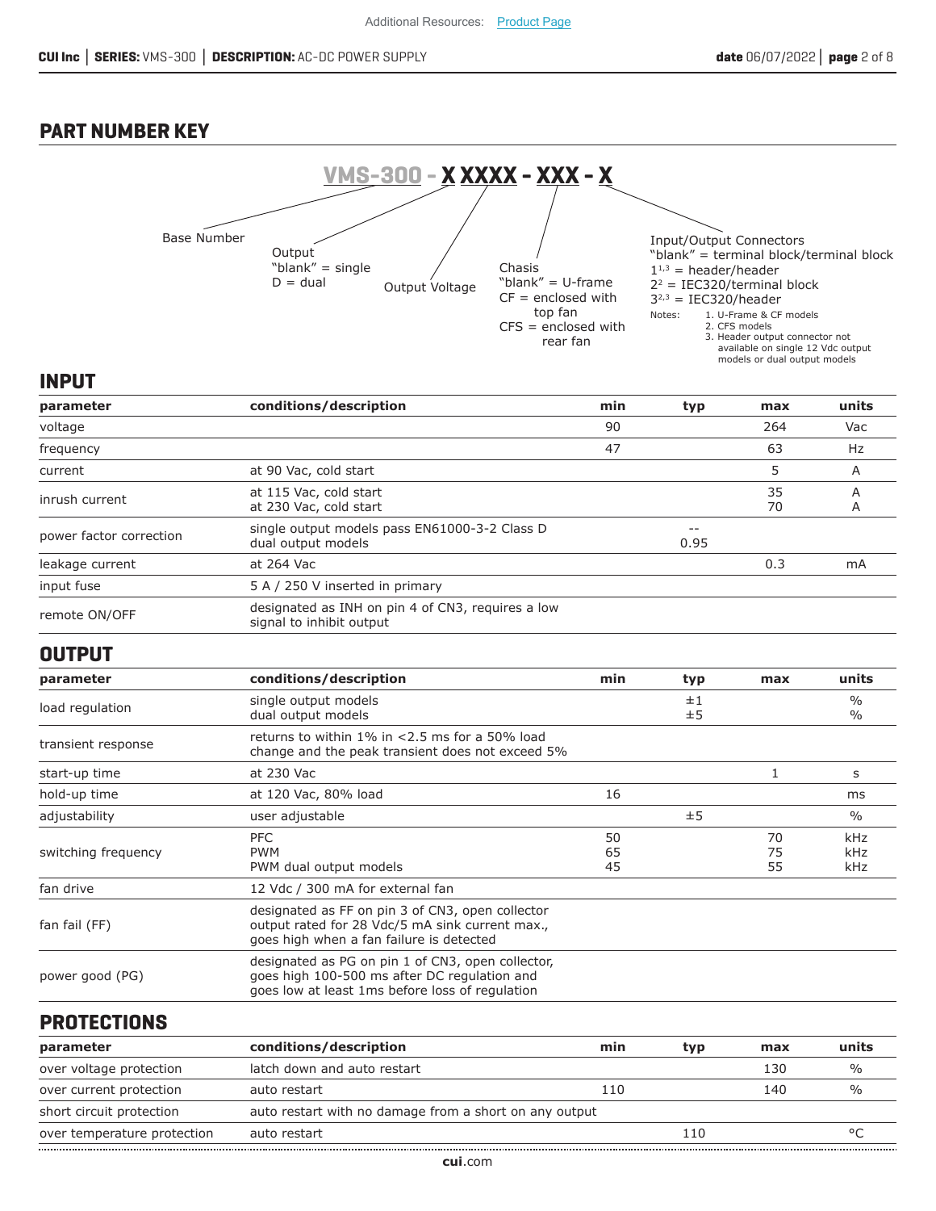Additional Resources: Product Page

## PART NUMBER KEY

**VMS-300 - X XXXX - XXX - X**

- Base Number
- Output
  - "blank" = single
  - D = dual
- Output Voltage
- Chassis
  - "blank" = U-frame
  - CF = enclosed with top fan
  - CFS = enclosed with rear fan
- Input/Output Connectors
  - "blank" = terminal block/terminal block
  - 1[1,3] = header/header
  - 2[2] = IEC320/terminal block
  - 3[2,3] = IEC320/header

Notes:
1. U-Frame & CF models
2. CFS models
3. Header output connector not available on single 12 Vdc output models or dual output models

## INPUT

| parameter | conditions/description | min | typ | max | units |
|---|---|---|---|---|---|
| voltage | | 90 | | 264 | Vac |
| frequency | | 47 | | 63 | Hz |
| current | at 90 Vac, cold start | | | 5 | A |
| inrush current | at 115 Vac, cold start<br>at 230 Vac, cold start | | | 35<br>70 | A<br>A |
| power factor correction | single output models pass EN61000-3-2 Class D<br>dual output models | | --<br>0.95 | | |
| leakage current | at 264 Vac | | | 0.3 | mA |
| input fuse | 5 A / 250 V inserted in primary | | | | |
| remote ON/OFF | designated as INH on pin 4 of CN3, requires a low signal to inhibit output | | | | |

## OUTPUT

| parameter | conditions/description | min | typ | max | units |
|---|---|---|---|---|---|
| load regulation | single output models<br>dual output models | | ±1<br>±5 | | %<br>% |
| transient response | returns to within 1% in <2.5 ms for a 50% load change and the peak transient does not exceed 5% | | | | |
| start-up time | at 230 Vac | | | 1 | s |
| hold-up time | at 120 Vac, 80% load | 16 | | | ms |
| adjustability | user adjustable | | ±5 | | % |
| switching frequency | PFC<br>PWM<br>PWM dual output models | 50<br>65<br>45 | | 70<br>75<br>55 | kHz<br>kHz<br>kHz |
| fan drive | 12 Vdc / 300 mA for external fan | | | | |
| fan fail (FF) | designated as FF on pin 3 of CN3, open collector output rated for 28 Vdc/5 mA sink current max., goes high when a fan failure is detected | | | | |
| power good (PG) | designated as PG on pin 1 of CN3, open collector, goes high 100-500 ms after DC regulation and goes low at least 1ms before loss of regulation | | | | |

## PROTECTIONS

| parameter | conditions/description | min | typ | max | units |
|---|---|---|---|---|---|
| over voltage protection | latch down and auto restart | | | 130 | % |
| over current protection | auto restart | 110 | | 140 | % |
| short circuit protection | auto restart with no damage from a short on any output | | | | |
| over temperature protection | auto restart | | 110 | | °C |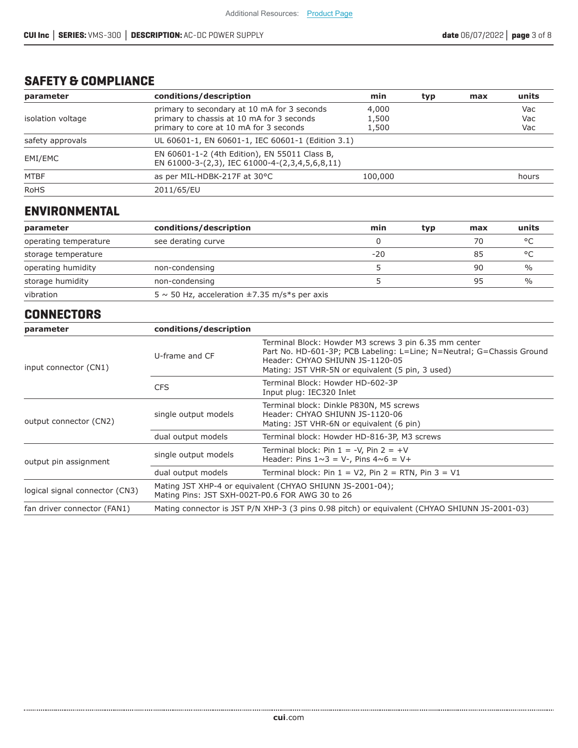## SAFETY & COMPLIANCE

| parameter | conditions/description | min | typ | max | units |
|---|---|---|---|---|---|
| isolation voltage | primary to secondary at 10 mA for 3 seconds<br>primary to chassis at 10 mA for 3 seconds<br>primary to core at 10 mA for 3 seconds | 4,000<br>1,500<br>1,500 | | | Vac<br>Vac<br>Vac |
| safety approvals | UL 60601-1, EN 60601-1, IEC 60601-1 (Edition 3.1) | | | | |
| EMI/EMC | EN 60601-1-2 (4th Edition), EN 55011 Class B,<br>EN 61000-3-(2,3), IEC 61000-4-(2,3,4,5,6,8,11) | | | | |
| MTBF | as per MIL-HDBK-217F at 30°C | 100,000 | | | hours |
| RoHS | 2011/65/EU | | | | |

## ENVIRONMENTAL

| parameter | conditions/description | min | typ | max | units |
|---|---|---|---|---|---|
| operating temperature | see derating curve | 0 | | 70 | °C |
| storage temperature | | -20 | | 85 | °C |
| operating humidity | non-condensing | 5 | | 90 | % |
| storage humidity | non-condensing | 5 | | 95 | % |
| vibration | 5 ~ 50 Hz, acceleration ±7.35 m/s*s per axis | | | | |

## CONNECTORS

| parameter | conditions/description | |
|---|---|---|
| input connector (CN1) | U-frame and CF | Terminal Block: Howder M3 screws 3 pin 6.35 mm center<br>Part No. HD-601-3P; PCB Labeling: L=Line; N=Neutral; G=Chassis Ground<br>Header: CHYAO SHIUNN JS-1120-05<br>Mating: JST VHR-5N or equivalent (5 pin, 3 used) |
| | CFS | Terminal Block: Howder HD-602-3P<br>Input plug: IEC320 Inlet |
| output connector (CN2) | single output models | Terminal block: Dinkle P830N, M5 screws<br>Header: CHYAO SHIUNN JS-1120-06<br>Mating: JST VHR-6N or equivalent (6 pin) |
| | dual output models | Terminal block: Howder HD-816-3P, M3 screws |
| output pin assignment | single output models | Terminal block: Pin 1 = -V, Pin 2 = +V<br>Header: Pins 1~3 = V-, Pins 4~6 = V+ |
| | dual output models | Terminal block: Pin 1 = V2, Pin 2 = RTN, Pin 3 = V1 |
| logical signal connector (CN3) | Mating JST XHP-4 or equivalent (CHYAO SHIUNN JS-2001-04);<br>Mating Pins: JST SXH-002T-P0.6 FOR AWG 30 to 26 | |
| fan driver connector (FAN1) | Mating connector is JST P/N XHP-3 (3 pins 0.98 pitch) or equivalent (CHYAO SHIUNN JS-2001-03) | |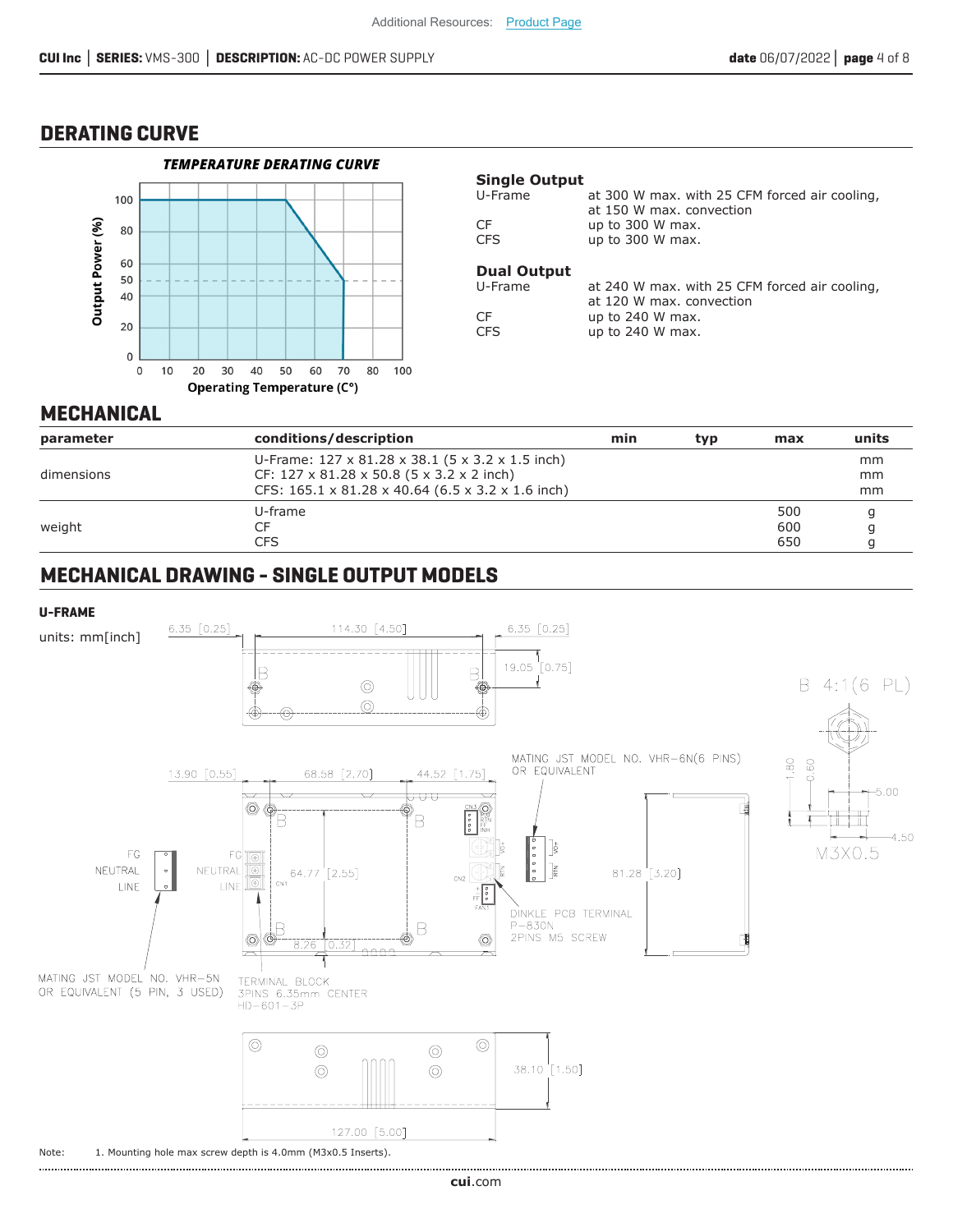Additional Resources: Product Page

## DERATING CURVE

**TEMPERATURE DERATING CURVE**

Output Power (%) vs Operating Temperature (C°): 100% from 0 to 50°C, derating linearly to 50% at 70°C.

**Single Output**

| | |
|---|---|
| U-Frame | at 300 W max. with 25 CFM forced air cooling, at 150 W max. convection |
| CF | up to 300 W max. |
| CFS | up to 300 W max. |

**Dual Output**

| | |
|---|---|
| U-Frame | at 240 W max. with 25 CFM forced air cooling, at 120 W max. convection |
| CF | up to 240 W max. |
| CFS | up to 240 W max. |

## MECHANICAL

| parameter | conditions/description | min | typ | max | units |
|---|---|---|---|---|---|
| dimensions | U-Frame: 127 x 81.28 x 38.1 (5 x 3.2 x 1.5 inch)<br>CF: 127 x 81.28 x 50.8 (5 x 3.2 x 2 inch)<br>CFS: 165.1 x 81.28 x 40.64 (6.5 x 3.2 x 1.6 inch) | | | | mm<br>mm<br>mm |
| weight | U-frame<br>CF<br>CFS | | | 500<br>600<br>650 | g<br>g<br>g |

## MECHANICAL DRAWING - SINGLE OUTPUT MODELS

**U-FRAME**

units: mm[inch]

Dimensions: 6.35 [0.25], 114.30 [4.50], 6.35 [0.25], 19.05 [0.75], 13.90 [0.55], 68.58 [2.70], 44.52 [1.75], 64.77 [2.55], 81.28 [3.20], 8.26 [0.32], 38.10 [1.50], 127.00 [5.00]

B 4:1(6 PL) — 1.80, 0.60, 5.00, 4.50, M3X0.5

FG / NEUTRAL / LINE

MATING JST MODEL NO. VHR-6N(6 PINS) OR EQUIVALENT

DINKLE PCB TERMINAL P-830N 2PINS M5 SCREW

MATING JST MODEL NO. VHR-5N OR EQUIVALENT (5 PIN, 3 USED)

TERMINAL BLOCK 3PINS 6.35mm CENTER HD-601-3P

Note: 1. Mounting hole max screw depth is 4.0mm (M3x0.5 Inserts).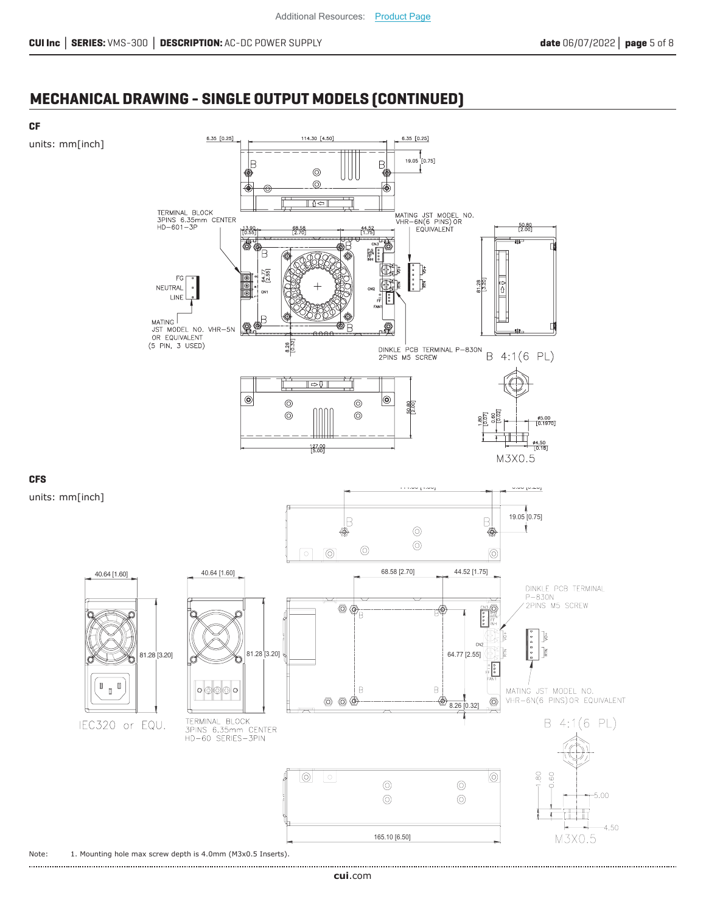## MECHANICAL DRAWING - SINGLE OUTPUT MODELS (CONTINUED)

**CF**

units: mm[inch]

6.35 [0.25] 114.30 [4.50] 6.35 [0.25]

19.05 [0.75]

TERMINAL BLOCK
3PINS 6.35mm CENTER
HD-601-3P

13.90 [0.55] 68.58 [2.70] 44.52 [1.75]

MATING JST MODEL NO. VHR-6N(6 PINS) OR EQUIVALENT

50.80 [2.00]

64.77 [2.55]

81.28 [3.20]

FG
NEUTRAL
LINE

MATING JST MODEL NO. VHR-5N OR EQUIVALENT (5 PIN, 3 USED)

8.26 [0.32]

DINKLE PCB TERMINAL P-830N
2PINS M5 SCREW

B 4:1(6 PL)

50.80 [2.00]

127.00 [5.00]

1.80 [0.07] 0.60 [0.02] ø5.00 [0.1970] ø4.50 [0.18]

M3X0.5

**CFS**

units: mm[inch]

19.05 [0.75]

40.64 [1.60] 40.64 [1.60] 68.58 [2.70] 44.52 [1.75]

DINKLE PCB TERMINAL P-830N
2PINS M5 SCREW

81.28 [3.20] 81.28 [3.20] 64.77 [2.55]

8.26 [0.32]

MATING JST MODEL NO. VHR-6N(6 PINS) OR EQUIVALENT

IEC320 or EQU.

TERMINAL BLOCK
3PINS 6.35mm CENTER
HD-60 SERIES-3PIN

B 4:1(6 PL)

1.80 0.60 5.00 4.50

M3X0.5

165.10 [6.50]

Note: 1. Mounting hole max screw depth is 4.0mm (M3x0.5 Inserts).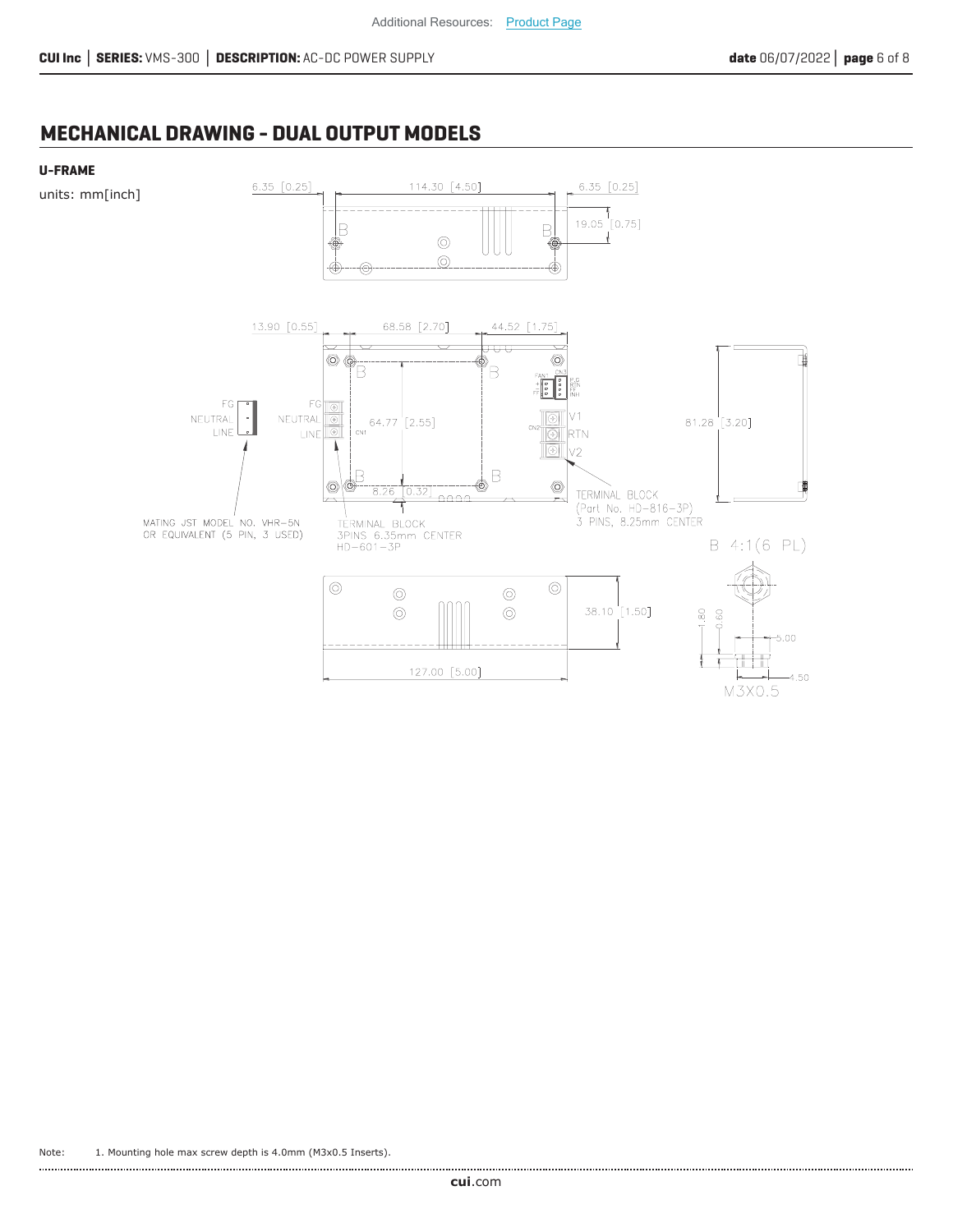## MECHANICAL DRAWING - DUAL OUTPUT MODELS

### U-FRAME

units: mm[inch]

6.35 [0.25] 114.30 [4.50] 6.35 [0.25]

19.05 [0.75]

13.90 [0.55] 68.58 [2.70] 44.52 [1.75]

FG
NEUTRAL
LINE

64.77 [2.55]

81.28 [3.20]

8.26 [0.32]

V1
RTN
V2

MATING JST MODEL NO. VHR-5N OR EQUIVALENT (5 PIN, 3 USED)

TERMINAL BLOCK 3PINS 6.35mm CENTER HD-601-3P

TERMINAL BLOCK (Part No. HD-816-3P) 3 PINS, 8.25mm CENTER

B 4:1(6 PL)

38.10 [1.50]

127.00 [5.00]

1.80 0.60 5.00 4.50

M3X0.5

Note: 1. Mounting hole max screw depth is 4.0mm (M3x0.5 Inserts).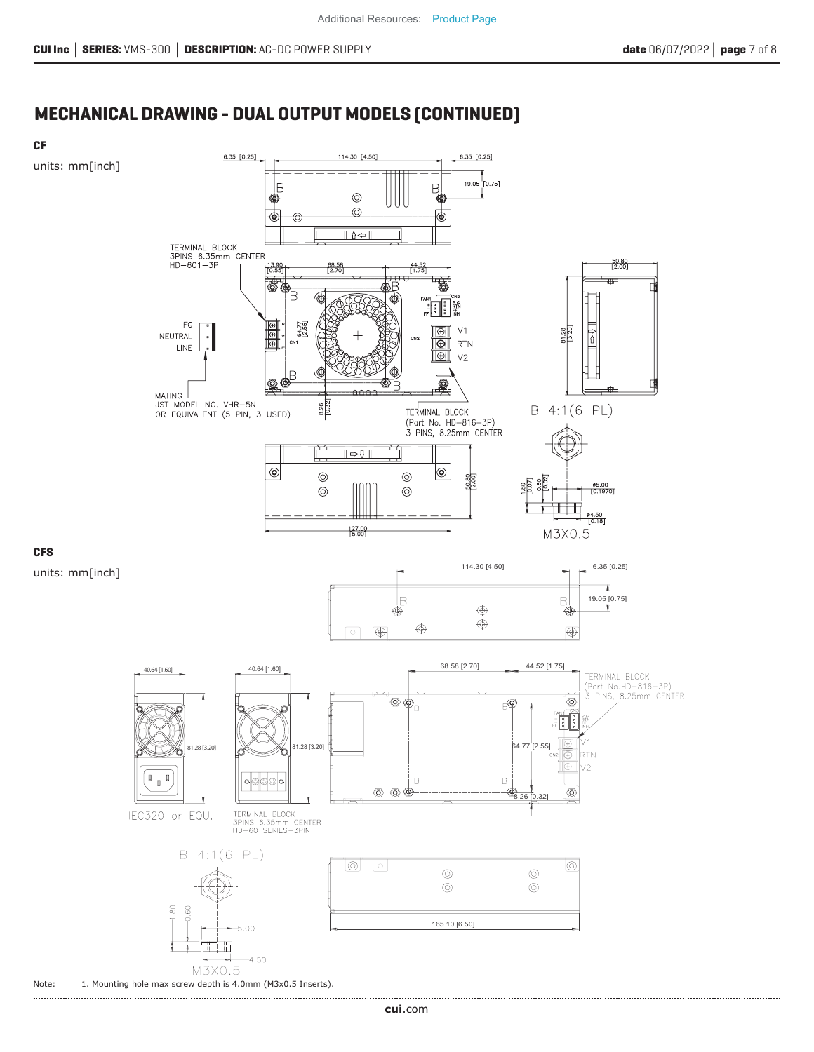## MECHANICAL DRAWING - DUAL OUTPUT MODELS (CONTINUED)

**CF**

units: mm[inch]

6.35 [0.25]  114.30 [4.50]  6.35 [0.25]  19.05 [0.75]

TERMINAL BLOCK
3PINS 6.35mm CENTER
HD-601-3P

13.90 [0.55]  68.58 [2.70]  44.52 [1.75]  50.80 [2.00]

FG
NEUTRAL
LINE

64.77 [2.55]  81.28 [3.20]

FAN1  CN3  P.G  RTN  FF  INH  CN1  CN2  V1  RTN  V2

MATING
JST MODEL NO. VHR-5N
OR EQUIVALENT (5 PIN, 3 USED)

8.26 [0.32]

TERMINAL BLOCK
(Part No. HD-816-3P)
3 PINS, 8.25mm CENTER

B 4:1(6 PL)

50.80 [2.00]  127.00 [5.00]

1.80 [0.07]  0.60 [0.02]  ø5.00 [0.1970]  ø4.50 [0.18]

M3X0.5

**CFS**

units: mm[inch]

114.30 [4.50]  6.35 [0.25]  19.05 [0.75]

40.64 [1.60]  40.64 [1.60]  68.58 [2.70]  44.52 [1.75]

TERMINAL BLOCK
(Part No.HD-816-3P)
3 PINS, 8.25mm CENTER

81.28 [3.20]  81.28 [3.20]  64.77 [2.55]  8.26 [0.32]

V1  RTN  V2

IEC320 or EQU.

TERMINAL BLOCK
3PINS 6.35mm CENTER
HD-60 SERIES-3PIN

B 4:1(6 PL)

1.80  0.60  5.00  4.50

M3X0.5

165.10 [6.50]

Note: 1. Mounting hole max screw depth is 4.0mm (M3x0.5 Inserts).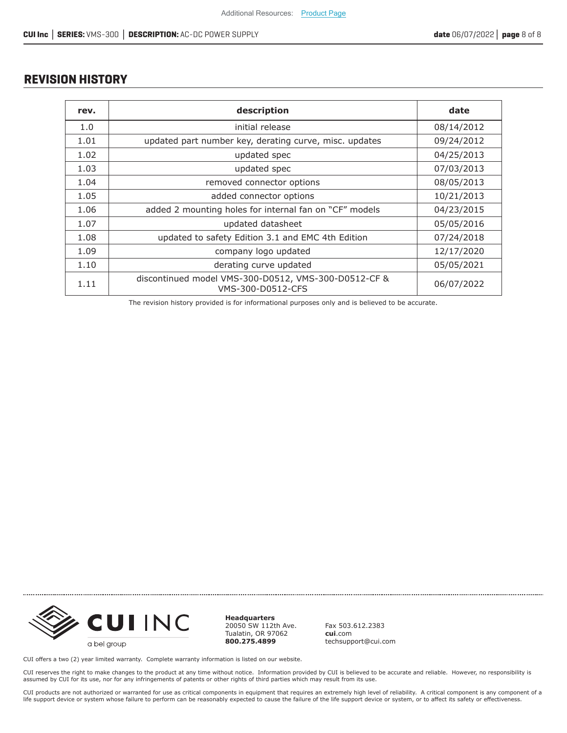## REVISION HISTORY

| rev. | description | date |
|---|---|---|
| 1.0 | initial release | 08/14/2012 |
| 1.01 | updated part number key, derating curve, misc. updates | 09/24/2012 |
| 1.02 | updated spec | 04/25/2013 |
| 1.03 | updated spec | 07/03/2013 |
| 1.04 | removed connector options | 08/05/2013 |
| 1.05 | added connector options | 10/21/2013 |
| 1.06 | added 2 mounting holes for internal fan on "CF" models | 04/23/2015 |
| 1.07 | updated datasheet | 05/05/2016 |
| 1.08 | updated to safety Edition 3.1 and EMC 4th Edition | 07/24/2018 |
| 1.09 | company logo updated | 12/17/2020 |
| 1.10 | derating curve updated | 05/05/2021 |
| 1.11 | discontinued model VMS-300-D0512, VMS-300-D0512-CF & VMS-300-D0512-CFS | 06/07/2022 |

The revision history provided is for informational purposes only and is believed to be accurate.

CUI INC
a bel group

**Headquarters**
20050 SW 112th Ave.
Tualatin, OR 97062
**800.275.4899**

Fax 503.612.2383
**cui**.com
techsupport@cui.com

CUI offers a two (2) year limited warranty. Complete warranty information is listed on our website.

CUI reserves the right to make changes to the product at any time without notice. Information provided by CUI is believed to be accurate and reliable. However, no responsibility is assumed by CUI for its use, nor for any infringements of patents or other rights of third parties which may result from its use.

CUI products are not authorized or warranted for use as critical components in equipment that requires an extremely high level of reliability. A critical component is any component of a life support device or system whose failure to perform can be reasonably expected to cause the failure of the life support device or system, or to affect its safety or effectiveness.